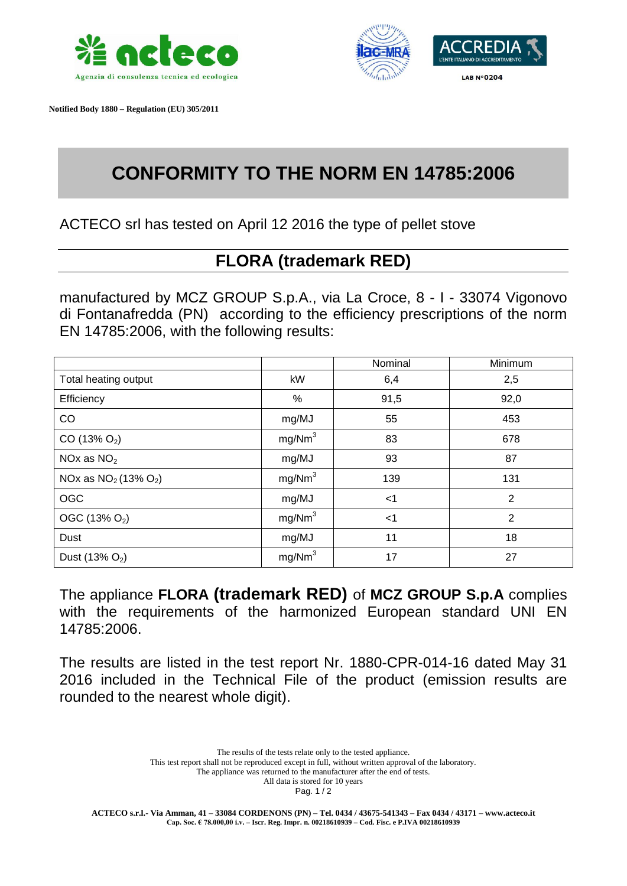**acteco** – Agenzia di consulenza tecnica ed ecologica

ilac-MRA ACCREDIA L'ENTE ITALIANO DI ACCREDITAMENTO LAB N°0204

**Notified Body 1880 – Regulation (EU) 305/2011**

# CONFORMITY TO THE NORM EN 14785:2006

ACTECO srl has tested on April 12 2016 the type of pellet stove

## FLORA (trademark RED)

manufactured by MCZ GROUP S.p.A., via La Croce, 8 - I - 33074 Vigonovo di Fontanafredda (PN) according to the efficiency prescriptions of the norm EN 14785:2006, with the following results:

| | | Nominal | Minimum |
|---|---|---|---|
| Total heating output | kW | 6,4 | 2,5 |
| Efficiency | % | 91,5 | 92,0 |
| CO | mg/MJ | 55 | 453 |
| CO (13% $O_2$) | mg/Nm$^3$ | 83 | 678 |
| NOx as $NO_2$ | mg/MJ | 93 | 87 |
| NOx as $NO_2$ (13% $O_2$) | mg/Nm$^3$ | 139 | 131 |
| OGC | mg/MJ | <1 | 2 |
| OGC (13% $O_2$) | mg/Nm$^3$ | <1 | 2 |
| Dust | mg/MJ | 11 | 18 |
| Dust (13% $O_2$) | mg/Nm$^3$ | 17 | 27 |

The appliance **FLORA (trademark RED)** of **MCZ GROUP S.p.A** complies with the requirements of the harmonized European standard UNI EN 14785:2006.

The results are listed in the test report Nr. 1880-CPR-014-16 dated May 31 2016 included in the Technical File of the product (emission results are rounded to the nearest whole digit).

The results of the tests relate only to the tested appliance.
This test report shall not be reproduced except in full, without written approval of the laboratory.
The appliance was returned to the manufacturer after the end of tests.
All data is stored for 10 years

**ACTECO s.r.l.- Via Amman, 41 – 33084 CORDENONS (PN) – Tel. 0434 / 43675-541343 – Fax 0434 / 43171 – www.acteco.it**
**Cap. Soc. € 78.000,00 i.v. – Iscr. Reg. Impr. n. 00218610939 – Cod. Fisc. e P.IVA 00218610939**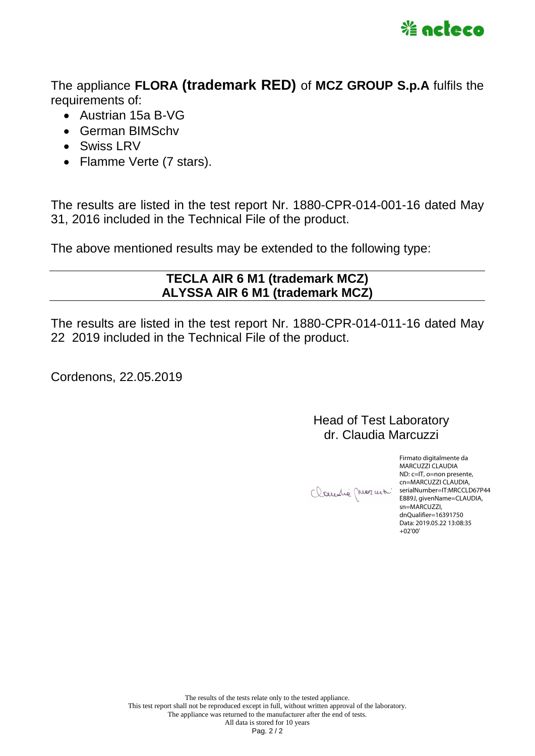The appliance **FLORA (trademark RED)** of **MCZ GROUP S.p.A** fulfils the requirements of:

- Austrian 15a B-VG
- German BIMSchv
- Swiss LRV
- Flamme Verte (7 stars).

The results are listed in the test report Nr. 1880-CPR-014-001-16 dated May 31, 2016 included in the Technical File of the product.

The above mentioned results may be extended to the following type:

**TECLA AIR 6 M1 (trademark MCZ)**
**ALYSSA AIR 6 M1 (trademark MCZ)**

The results are listed in the test report Nr. 1880-CPR-014-011-16 dated May 22 2019 included in the Technical File of the product.

Cordenons, 22.05.2019

Head of Test Laboratory
dr. Claudia Marcuzzi

Claudia Marcuzzi

Firmato digitalmente da MARCUZZI CLAUDIA
ND: c=IT, o=non presente, cn=MARCUZZI CLAUDIA, serialNumber=IT:MRCCLD67P44E889J, givenName=CLAUDIA, sn=MARCUZZI, dnQualifier=16391750
Data: 2019.05.22 13:08:35 +02'00'

The results of the tests relate only to the tested appliance.
This test report shall not be reproduced except in full, without written approval of the laboratory.
The appliance was returned to the manufacturer after the end of tests.
All data is stored for 10 years